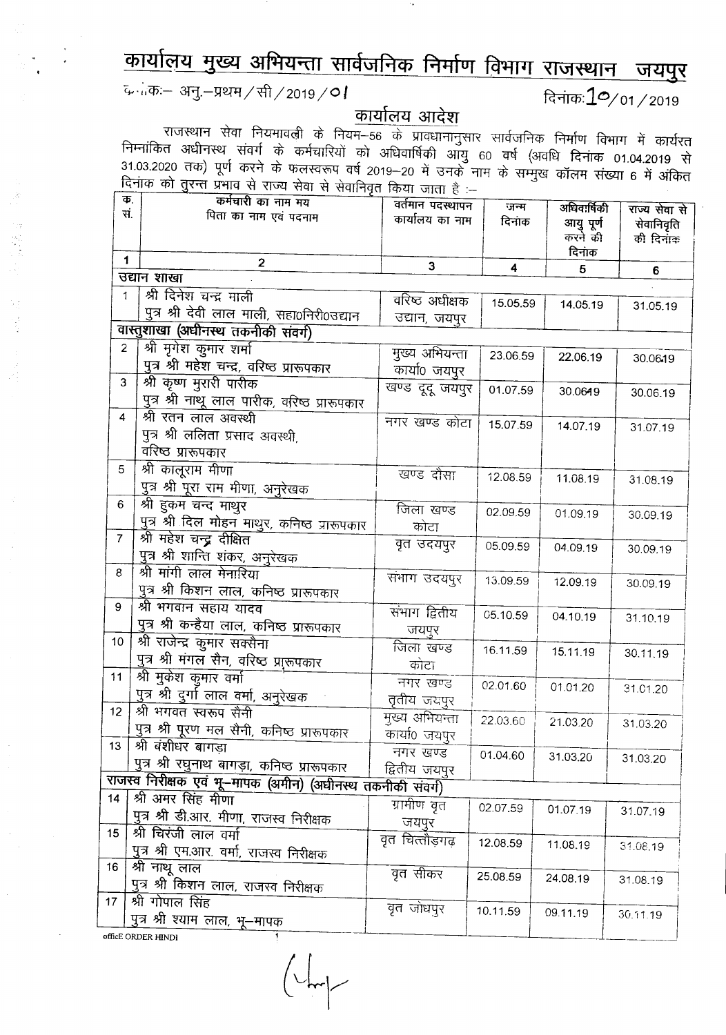# कार्यालय मुख्य अभियन्ता सार्वजनिक निर्माण विभाग राजस्थान जयपुर

क्रमांकः– अनु.–प्रथम/सी/2019/01

दिनांकः 10/01/2019

## कार्यालय आदेश

राजस्थान सेवा नियमावली के नियम–56 के प्रावधानानुसार सार्वजनिक निर्माण विभाग में कार्यरत निम्नांकित अधीनस्थ संवर्ग के कर्मचारियों को अधिवार्षिकी आयु 60 वर्ष (अवधि दिनांक 01.04.2019 से 31.03.2020 तक) पूर्ण करने के फलस्वरूप वर्ष 2019–20 में उनके नाम के सम्मुख कॉलम संख्या 6 में अंकित दिनांक को तुरन्त प्रभाव से राज्य सेवा से सेवानिवृत किया जाता है :–

| क्र. सं. | कर्मचारी का नाम मय पिता का नाम एवं पदनाम | वर्तमान पदस्थापन कार्यालय का नाम | जन्म दिनांक | अधिवार्षिकी आयु पूर्ण करने की दिनांक | राज्य सेवा से सेवानिवृति की दिनांक |
|---|---|---|---|---|---|
| 1 | 2 | 3 | 4 | 5 | 6 |
| **उद्यान शाखा** | | | | | |
| 1 | श्री दिनेश चन्द्र माली पुत्र श्री देवी लाल माली, सहा0निरी0उद्यान | वरिष्ठ अधीक्षक उद्यान, जयपुर | 15.05.59 | 14.05.19 | 31.05.19 |
| **वास्तुशाखा (अधीनस्थ तकनीकी संवर्ग)** | | | | | |
| 2 | श्री मृगेश कुमार शर्मा पुत्र श्री महेश चन्द्र, वरिष्ठ प्रारूपकार | मुख्य अभियन्ता कार्या0 जयपुर | 23.06.59 | 22.06.19 | 30.06.19 |
| 3 | श्री कृष्ण मुरारी पारीक पुत्र श्री नाथू लाल पारीक, वरिष्ठ प्रारूपकार | खण्ड दूदू जयपुर | 01.07.59 | 30.06.19 | 30.06.19 |
| 4 | श्री रतन लाल अवस्थी पुत्र श्री ललिता प्रसाद अवस्थी, वरिष्ठ प्रारूपकार | नगर खण्ड कोटा | 15.07.59 | 14.07.19 | 31.07.19 |
| 5 | श्री कालूराम मीणा पुत्र श्री पूरा राम मीणा, अनुरेखक | खण्ड दौसा | 12.08.59 | 11.08.19 | 31.08.19 |
| 6 | श्री हुकम चन्द माथुर पुत्र श्री दिल मोहन माथुर, कनिष्ठ प्रारूपकार | जिला खण्ड कोटा | 02.09.59 | 01.09.19 | 30.09.19 |
| 7 | श्री महेश चन्द्र दीक्षित पुत्र श्री शान्ति शंकर, अनुरेखक | वृत उदयपुर | 05.09.59 | 04.09.19 | 30.09.19 |
| 8 | श्री मांगी लाल मेनारिया पुत्र श्री किशन लाल, कनिष्ठ प्रारूपकार | संभाग उदयपुर | 13.09.59 | 12.09.19 | 30.09.19 |
| 9 | श्री भगवान सहाय यादव पुत्र श्री कन्हैया लाल, कनिष्ठ प्रारूपकार | संभाग द्वितीय जयपुर | 05.10.59 | 04.10.19 | 31.10.19 |
| 10 | श्री राजेन्द्र कुमार सक्सैना पुत्र श्री मंगल सैन, वरिष्ठ प्रारूपकार | जिला खण्ड कोटा | 16.11.59 | 15.11.19 | 30.11.19 |
| 11 | श्री मुकेश कुमार वर्मा पुत्र श्री दुर्गा लाल वर्मा, अनुरेखक | नगर खण्ड तृतीय जयपुर | 02.01.60 | 01.01.20 | 31.01.20 |
| 12 | श्री भगवत स्वरूप सैनी पुत्र श्री पूरण मल सैनी, कनिष्ठ प्रारूपकार | मुख्य अभियन्ता कार्या0 जयपुर | 22.03.60 | 21.03.20 | 31.03.20 |
| 13 | श्री बंशीधर बागड़ा पुत्र श्री रघुनाथ बागड़ा, कनिष्ठ प्रारूपकार | नगर खण्ड द्वितीय जयपुर | 01.04.60 | 31.03.20 | 31.03.20 |
| **राजस्व निरीक्षक एवं भू–मापक (अमीन) (अधीनस्थ तकनीकी संवर्ग)** | | | | | |
| 14 | श्री अमर सिंह मीणा पुत्र श्री डी.आर. मीणा, राजस्व निरीक्षक | ग्रामीण वृत जयपुर | 02.07.59 | 01.07.19 | 31.07.19 |
| 15 | श्री चिरंजी लाल वर्मा पुत्र श्री एम.आर. वर्मा, राजस्व निरीक्षक | वृत चित्तौड़गढ़ | 12.08.59 | 11.08.19 | 31.08.19 |
| 16 | श्री नाथू लाल पुत्र श्री किशन लाल, राजस्व निरीक्षक | वृत सीकर | 25.08.59 | 24.08.19 | 31.08.19 |
| 17 | श्री गोपाल सिंह पुत्र श्री श्याम लाल, भू–मापक | वृत जोधपुर | 10.11.59 | 09.11.19 | 30.11.19 |

officE ORDER HINDI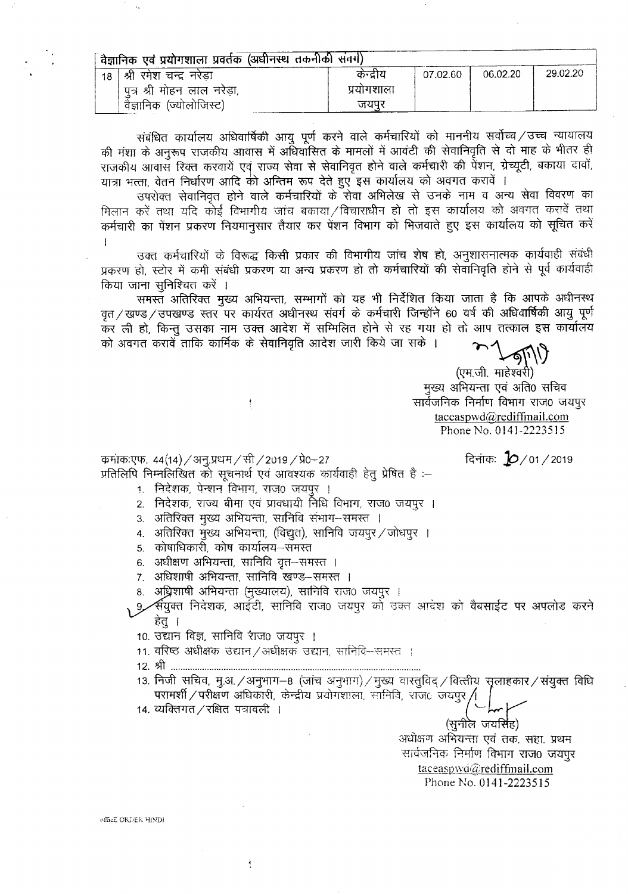| वैज्ञानिक एवं प्रयोगशाला प्रवर्तक (अधीनस्थ तकनीकी संवर्ग) | | | | | |
|---|---|---|---|---|---|
| 18 | श्री रमेश चन्द्र नरेड़ा<br>पुत्र श्री मोहन लाल नरेड़ा,<br>वैज्ञानिक (ज्योलोजिस्ट) | केन्द्रीय प्रयोगशाला जयपुर | 07.02.60 | 06.02.20 | 29.02.20 |

संबंधित कार्यालय अधिवार्षिकी आयु पूर्ण करने वाले कर्मचारियों को माननीय सर्वोच्च/उच्च न्यायालय की मंशा के अनुरूप राजकीय आवास में अधिवासित के मामलों में आवंटी की सेवानिवृति से दो माह के भीतर ही राजकीय आवास रिक्त करवायें एवं राज्य सेवा से सेवानिवृत होने वाले कर्मचारी की पेंशन, ग्रेच्यूटी, बकाया दावों, यात्रा भत्ता, वेतन निर्धारण आदि को अन्तिम रूप देते हुए इस कार्यालय को अवगत करावें ।

उपरोक्त सेवानिवृत होने वाले कर्मचारियों के सेवा अभिलेख से उनके नाम व अन्य सेवा विवरण का मिलान करें तथा यदि कोई विभागीय जांच बकाया/विचाराधीन हो तो इस कार्यालय को अवगत करावें तथा कर्मचारी का पेंशन प्रकरण नियमानुसार तैयार कर पेंशन विभाग को भिजवाते हुए इस कार्यालय को सूचित करें ।

उक्त कर्मचारियों के विरूद्ध किसी प्रकार की विभागीय जांच शेष हो, अनुशासनात्मक कार्यवाही संबंधी प्रकरण हो, स्टोर में कमी संबंधी प्रकरण या अन्य प्रकरण हो तो कर्मचारियों की सेवानिवृति होने से पूर्व कार्यवाही किया जाना सुनिश्चित करें ।

समस्त अतिरिक्त मुख्य अभियन्ता, सम्भागों को यह भी निर्देशित किया जाता है कि आपके अधीनस्थ वृत/खण्ड/उपखण्ड स्तर पर कार्यरत अधीनस्थ संवर्ग के कर्मचारी जिन्होंने 60 वर्ष की अधिवार्षिकी आयु पूर्ण कर ली हो, किन्तु उसका नाम उक्त आदेश में सम्मिलित होने से रह गया हो तो आप तत्काल इस कार्यालय को अवगत करावें ताकि कार्मिक के सेवानिवृति आदेश जारी किये जा सके ।

(एम.जी. माहेश्वरी)
मुख्य अभियन्ता एवं अति० सचिव
सार्वजनिक निर्माण विभाग राज० जयपुर
taceaspwd@rediffmail.com
Phone No. 0141-2223515

क्रमांकःएफ. 44(14)/अनु.प्रथम/सी/2019/प्रे०–27 दिनांकः 10/01/2019

प्रतिलिपि निम्नलिखित को सूचनार्थ एवं आवश्यक कार्यवाही हेतु प्रेषित है :–

1. निदेशक, पेन्शन विभाग, राज० जयपुर ।
2. निदेशक, राज्य बीमा एवं प्रावधायी निधि विभाग, राज० जयपुर ।
3. अतिरिक्त मुख्य अभियन्ता, सानिवि संभाग–समस्त ।
4. अतिरिक्त मुख्य अभियन्ता, (विद्युत), सानिवि जयपुर/जोधपुर ।
5. कोषाधिकारी, कोष कार्यालय–समस्त
6. अधीक्षण अभियन्ता, सानिवि वृत–समस्त ।
7. अधिशाषी अभियन्ता, सानिवि खण्ड–समस्त ।
8. अधिशाषी अभियन्ता (मुख्यालय), सानिवि राज० जयपुर ।
9. संयुक्त निदेशक, आईटी, सानिवि राज० जयपुर को उक्त आदेश को वैबसाईट पर अपलोड करने हेतु ।
10. उद्यान विज्ञ, सानिवि राज० जयपुर ।
11. वरिष्ठ अधीक्षक उद्यान/अधीक्षक उद्यान, सानिवि–समस्त ।
12. श्री ........................................................................................
13. निजी सचिव, मु.अ./अनुभाग–8 (जांच अनुभाग)/मुख्य वास्तुविद्/वित्तीय सलाहकार/संयुक्त विधि परामर्शी/परीक्षण अधिकारी, केन्द्रीय प्रयोगशाला, सानिवि, राज० जयपुर ।
14. व्यक्तिगत/रक्षित पत्रावली ।

(सुनील जयसिंह)
अधीक्षण अभियन्ता एवं तक. सहा. प्रथम
सार्वजनिक निर्माण विभाग राज० जयपुर
taceaspwd@rediffmail.com
Phone No. 0141-2223515